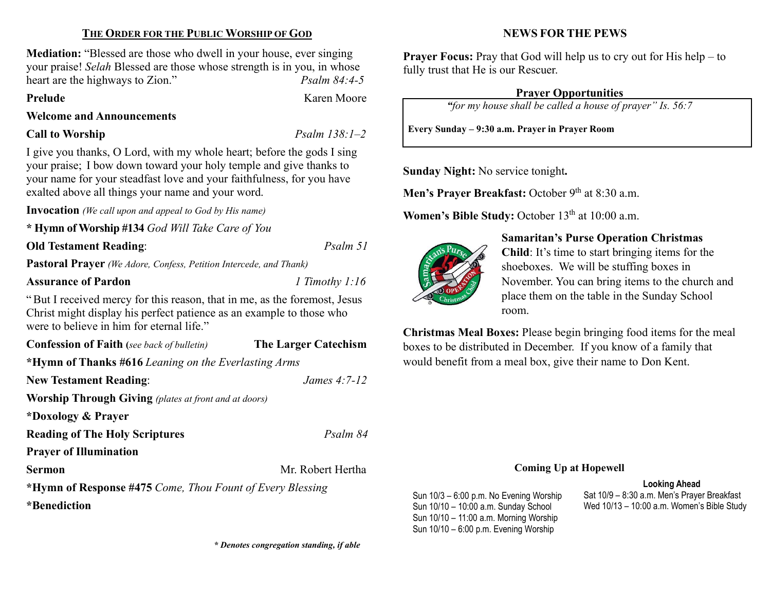## THE ORDER FOR THE PUBLIC WORSHIP OF GOD

**Mediation:** "Blessed are those who dwell in your house, ever singing your praise! *Selah* Blessed are those whose strength is in you, in whose heart are the highways to Zion." *Psalm 84:4-5*

**Prelude** Karen Moore

**Welcome and Announcements**

**Call to Worship** *Psalm 138:1–2*

I give you thanks, O Lord, with my whole heart; before the gods I sing your praise; I bow down toward your holy temple and give thanks to your name for your steadfast love and your faithfulness, for you have exalted above all things your name and your word.

**Invocation** *(We call upon and appeal to God by His name)*

**\* Hymn of Worship #134** *God Will Take Care of You*

**Old Testament Reading**: *Psalm 51*

**Pastoral Prayer** *(We Adore, Confess, Petition Intercede, and Thank)*

**Assurance of Pardon** *1 Timothy 1:16*

" But I received mercy for this reason, that in me, as the foremost, Jesus Christ might display his perfect patience as an example to those who were to believe in him for eternal life."

**Confession of Faith (***see back of bulletin)* **The Larger Catechism**

**\*Hymn of Thanks #616** *Leaning on the Everlasting Arms*

**New Testament Reading**: *James 4:7-12*

**Worship Through Giving** *(plates at front and at doors)*

**\*Doxology & Prayer**

**Reading of The Holy Scriptures** *Psalm 84*

**Prayer of Illumination**

**Sermon** Mr. Robert Hertha

**\*Hymn of Response #475** *Come, Thou Fount of Every Blessing*

**\*Benediction**

***\* Denotes congregation standing, if able***

## NEWS FOR THE PEWS

**Prayer Focus:** Pray that God will help us to cry out for His help – to fully trust that He is our Rescuer.

**Prayer Opportunities**

*"for my house shall be called a house of prayer" Is. 56:7*

**Every Sunday – 9:30 a.m. Prayer in Prayer Room**

**Sunday Night:** No service tonight**.**

**Men's Prayer Breakfast:** October 9th at 8:30 a.m.

**Women's Bible Study:** October 13th at 10:00 a.m.

**Samaritan's Purse Operation Christmas Child**: It's time to start bringing items for the shoeboxes. We will be stuffing boxes in November. You can bring items to the church and place them on the table in the Sunday School room.

**Christmas Meal Boxes:** Please begin bringing food items for the meal boxes to be distributed in December. If you know of a family that would benefit from a meal box, give their name to Don Kent.

**Coming Up at Hopewell**

Sun 10/3 – 6:00 p.m. No Evening Worship
Sun 10/10 – 10:00 a.m. Sunday School
Sun 10/10 – 11:00 a.m. Morning Worship
Sun 10/10 – 6:00 p.m. Evening Worship

**Looking Ahead**

Sat 10/9 – 8:30 a.m. Men's Prayer Breakfast
Wed 10/13 – 10:00 a.m. Women's Bible Study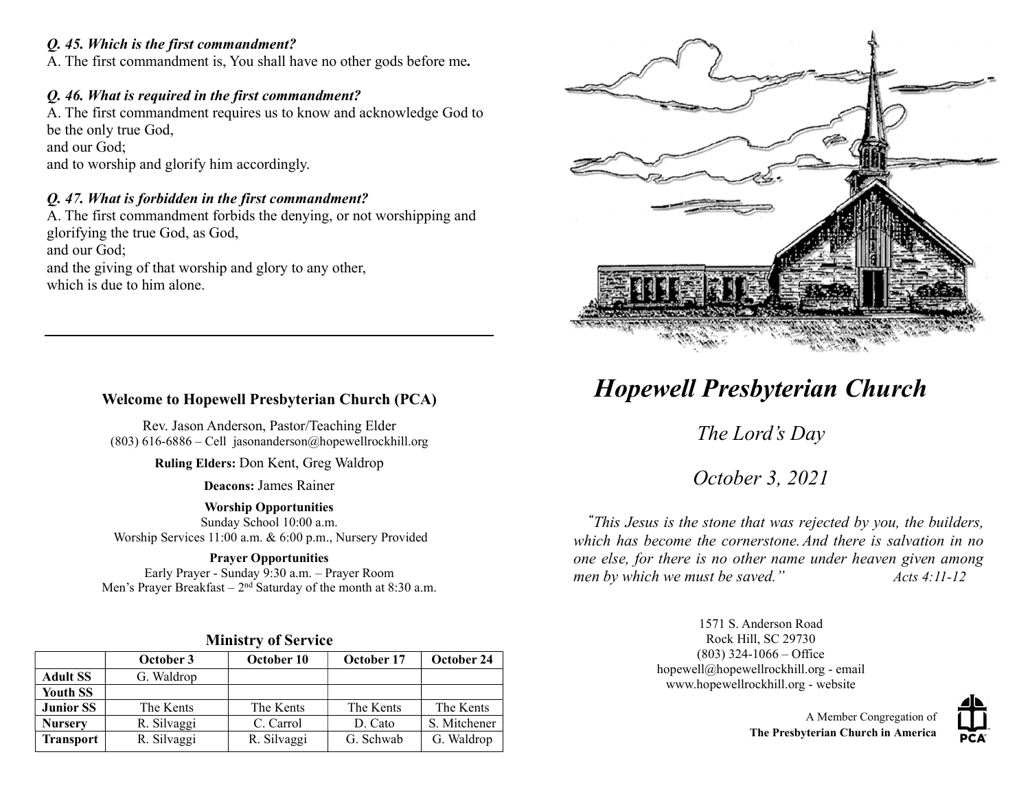***Q. 45. Which is the first commandment?***

A. The first commandment is, You shall have no other gods before me**.**

***Q. 46. What is required in the first commandment?***

A. The first commandment requires us to know and acknowledge God to be the only true God,
and our God;
and to worship and glorify him accordingly.

***Q. 47. What is forbidden in the first commandment?***

A. The first commandment forbids the denying, or not worshipping and glorifying the true God, as God,
and our God;
and the giving of that worship and glory to any other,
which is due to him alone.

---

### Welcome to Hopewell Presbyterian Church (PCA)

Rev. Jason Anderson, Pastor/Teaching Elder
(803) 616-6886 – Cell jasonanderson@hopewellrockhill.org

**Ruling Elders:** Don Kent, Greg Waldrop

**Deacons:** James Rainer

**Worship Opportunities**
Sunday School 10:00 a.m.
Worship Services 11:00 a.m. & 6:00 p.m., Nursery Provided

**Prayer Opportunities**
Early Prayer - Sunday 9:30 a.m. – Prayer Room
Men's Prayer Breakfast – 2nd Saturday of the month at 8:30 a.m.

### Ministry of Service

| | October 3 | October 10 | October 17 | October 24 |
|---|---|---|---|---|
| **Adult SS** | G. Waldrop | | | |
| **Youth SS** | | | | |
| **Junior SS** | The Kents | The Kents | The Kents | The Kents |
| **Nursery** | R. Silvaggi | C. Carrol | D. Cato | S. Mitchener |
| **Transport** | R. Silvaggi | R. Silvaggi | G. Schwab | G. Waldrop |

# *Hopewell Presbyterian Church*

*The Lord's Day*

*October 3, 2021*

*"This Jesus is the stone that was rejected by you, the builders, which has become the cornerstone. And there is salvation in no one else, for there is no other name under heaven given among men by which we must be saved."* *Acts 4:11-12*

1571 S. Anderson Road
Rock Hill, SC 29730
(803) 324-1066 – Office
hopewell@hopewellrockhill.org - email
www.hopewellrockhill.org - website

A Member Congregation of
**The Presbyterian Church in America**